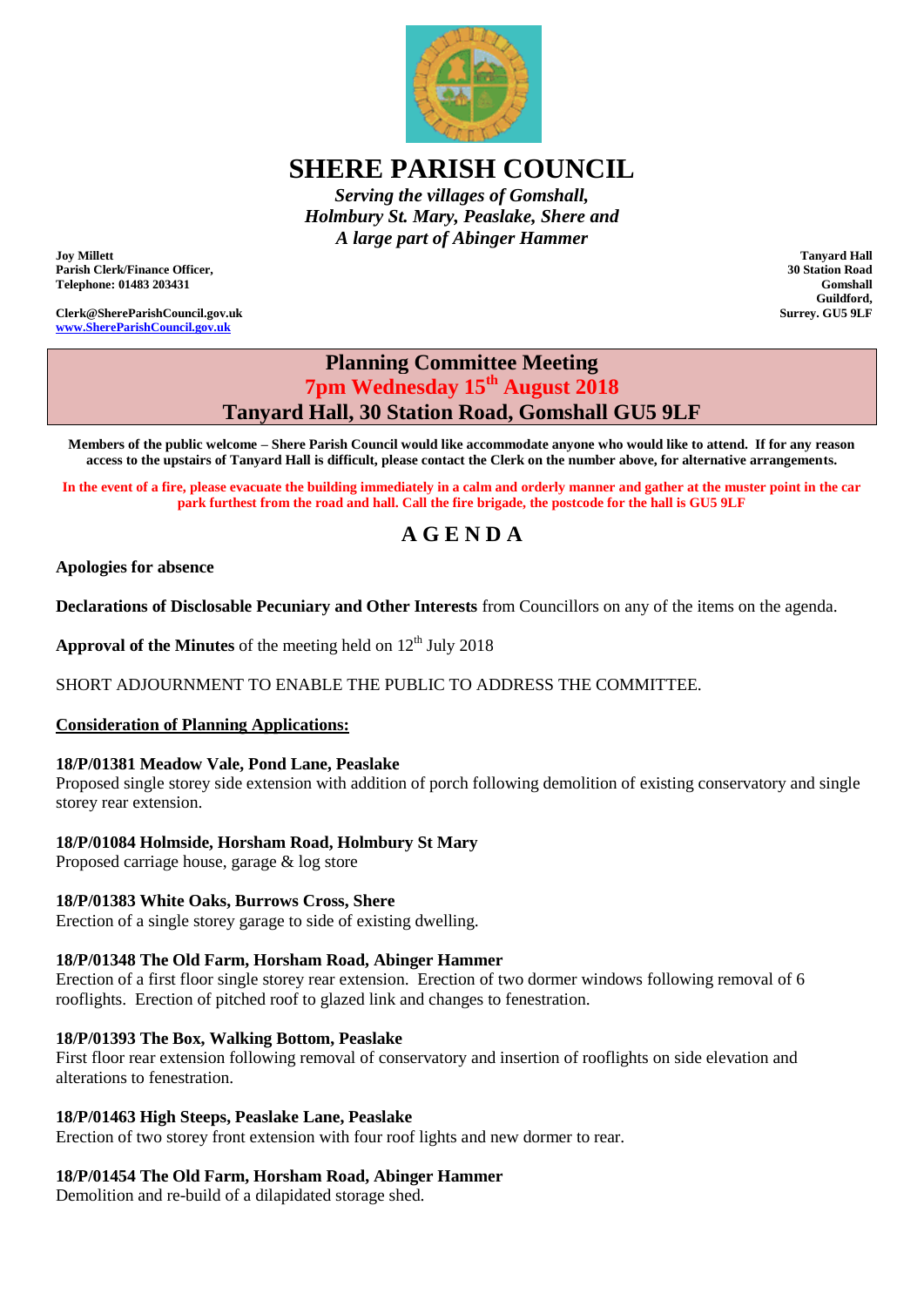# SHERE PARISH COUNCIL

*Serving the villages of Gomshall, Holmbury St. Mary, Peaslake, Shere and A large part of Abinger Hammer*

**Joy Millett**
**Parish Clerk/Finance Officer,**
**Telephone: 01483 203431**

**Clerk@ShereParishCouncil.gov.uk**
**www.ShereParishCouncil.gov.uk**

**Tanyard Hall**
**30 Station Road**
**Gomshall**
**Guildford,**
**Surrey. GU5 9LF**

## Planning Committee Meeting
## 7pm Wednesday 15th August 2018
## Tanyard Hall, 30 Station Road, Gomshall GU5 9LF

**Members of the public welcome – Shere Parish Council would like accommodate anyone who would like to attend. If for any reason access to the upstairs of Tanyard Hall is difficult, please contact the Clerk on the number above, for alternative arrangements.**

**In the event of a fire, please evacuate the building immediately in a calm and orderly manner and gather at the muster point in the car park furthest from the road and hall. Call the fire brigade, the postcode for the hall is GU5 9LF**

## A G E N D A

**Apologies for absence**

**Declarations of Disclosable Pecuniary and Other Interests** from Councillors on any of the items on the agenda.

**Approval of the Minutes** of the meeting held on 12th July 2018

SHORT ADJOURNMENT TO ENABLE THE PUBLIC TO ADDRESS THE COMMITTEE.

**Consideration of Planning Applications:**

**18/P/01381 Meadow Vale, Pond Lane, Peaslake**
Proposed single storey side extension with addition of porch following demolition of existing conservatory and single storey rear extension.

**18/P/01084 Holmside, Horsham Road, Holmbury St Mary**
Proposed carriage house, garage & log store

**18/P/01383 White Oaks, Burrows Cross, Shere**
Erection of a single storey garage to side of existing dwelling.

**18/P/01348 The Old Farm, Horsham Road, Abinger Hammer**
Erection of a first floor single storey rear extension. Erection of two dormer windows following removal of 6 rooflights. Erection of pitched roof to glazed link and changes to fenestration.

**18/P/01393 The Box, Walking Bottom, Peaslake**
First floor rear extension following removal of conservatory and insertion of rooflights on side elevation and alterations to fenestration.

**18/P/01463 High Steeps, Peaslake Lane, Peaslake**
Erection of two storey front extension with four roof lights and new dormer to rear.

**18/P/01454 The Old Farm, Horsham Road, Abinger Hammer**
Demolition and re-build of a dilapidated storage shed.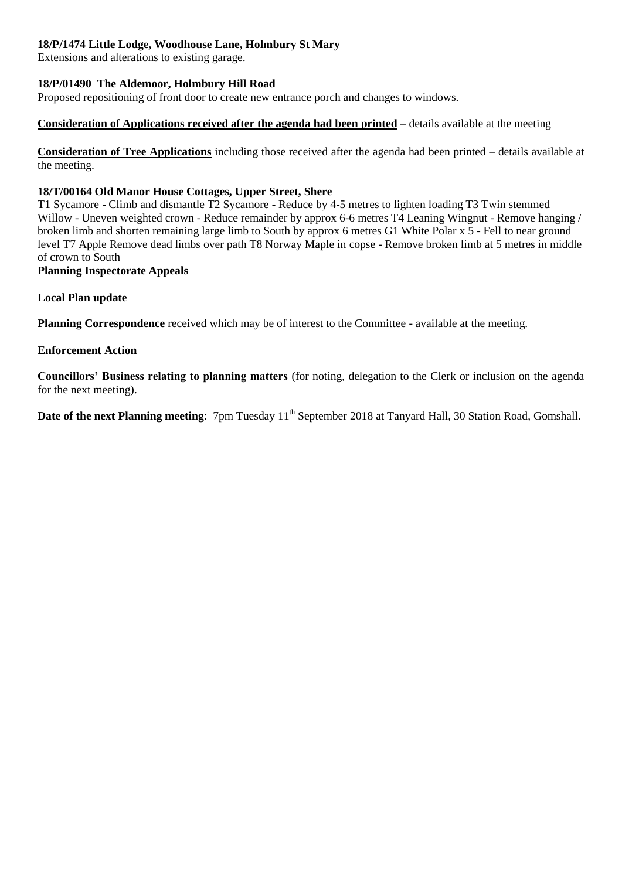**18/P/1474 Little Lodge, Woodhouse Lane, Holmbury St Mary**
Extensions and alterations to existing garage.

**18/P/01490 The Aldemoor, Holmbury Hill Road**
Proposed repositioning of front door to create new entrance porch and changes to windows.

**Consideration of Applications received after the agenda had been printed** – details available at the meeting

**Consideration of Tree Applications** including those received after the agenda had been printed – details available at the meeting.

**18/T/00164 Old Manor House Cottages, Upper Street, Shere**
T1 Sycamore - Climb and dismantle T2 Sycamore - Reduce by 4-5 metres to lighten loading T3 Twin stemmed Willow - Uneven weighted crown - Reduce remainder by approx 6-6 metres T4 Leaning Wingnut - Remove hanging / broken limb and shorten remaining large limb to South by approx 6 metres G1 White Polar x 5 - Fell to near ground level T7 Apple Remove dead limbs over path T8 Norway Maple in copse - Remove broken limb at 5 metres in middle of crown to South

**Planning Inspectorate Appeals**

**Local Plan update**

**Planning Correspondence** received which may be of interest to the Committee - available at the meeting.

**Enforcement Action**

**Councillors' Business relating to planning matters** (for noting, delegation to the Clerk or inclusion on the agenda for the next meeting).

**Date of the next Planning meeting**: 7pm Tuesday 11th September 2018 at Tanyard Hall, 30 Station Road, Gomshall.